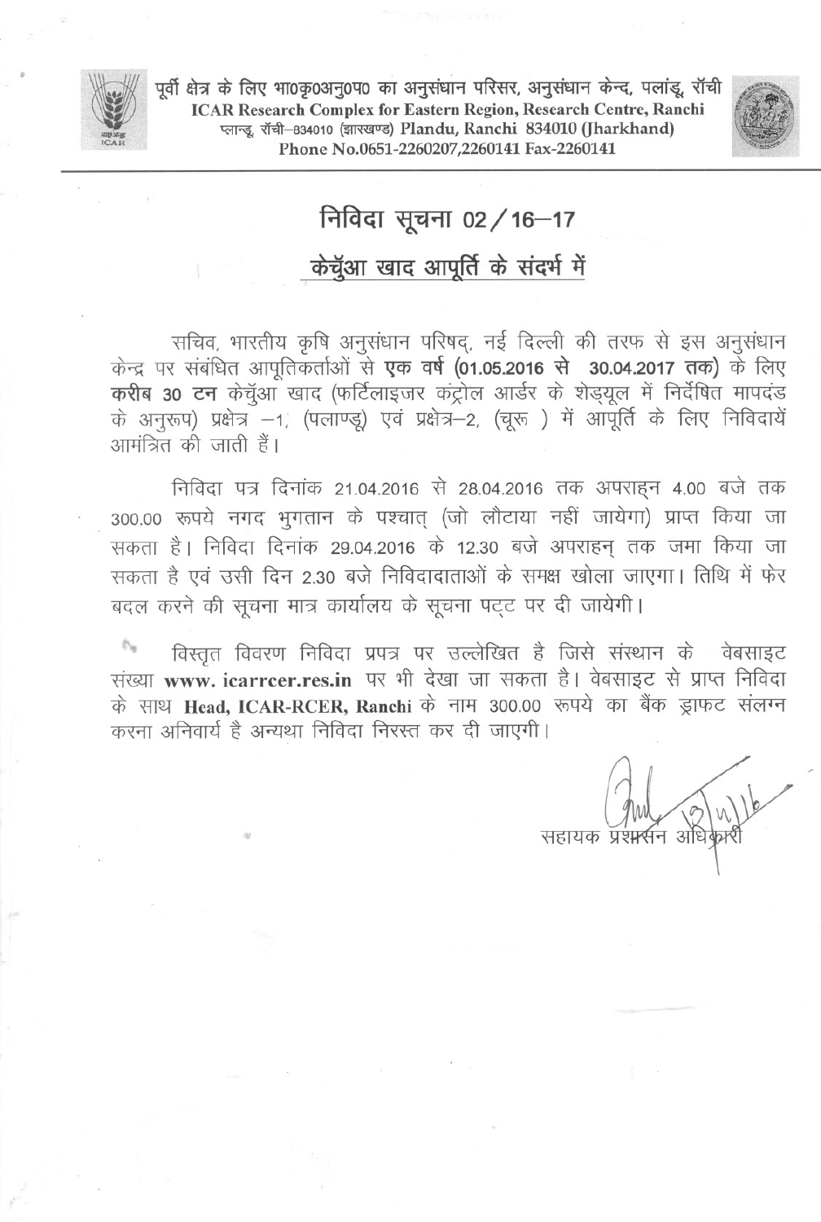पूर्वी क्षेत्र के लिए भा0कृ0अनु0प0 का अनुसंधान परिसर, अनुसंधान केन्द, पलांडू, राँची
**ICAR Research Complex for Eastern Region, Research Centre, Ranchi**
प्लान्डू, राँची–834010 (झारखण्ड) **Plandu, Ranchi 834010 (Jharkhand)**
**Phone No.0651-2260207,2260141 Fax-2260141**

# निविदा सूचना 02/16–17

## केचुँआ खाद आपूर्ति के संदर्भ में

सचिव, भारतीय कृषि अनुसंधान परिषद्, नई दिल्ली की तरफ से इस अनुसंधान केन्द्र पर संबंधित आपूतिकर्ताओं से **एक वर्ष (01.05.2016 से 30.04.2017 तक)** के लिए **करीब 30 टन** केचुँआ खाद (फर्टिलाइजर कंट्रोल आर्डर के शेड्यूल में निर्देषित मापदंड के अनुरूप) प्रक्षेत्र –1, (पलाण्डू) एवं प्रक्षेत्र–2, (चूरू ) में आपूर्ति के लिए निविदायें आमंत्रित की जाती हैं।

निविदा पत्र दिनांक 21.04.2016 से 28.04.2016 तक अपराह्न 4.00 बजे तक 300.00 रूपये नगद भुगतान के पश्चात् (जो लौटाया नहीं जायेगा) प्राप्त किया जा सकता है। निविदा दिनांक 29.04.2016 के 12.30 बजे अपराहन् तक जमा किया जा सकता है एवं उसी दिन 2.30 बजे निविदादाताओं के समक्ष खोला जाएगा। तिथि में फेर बदल करने की सूचना मात्र कार्यालय के सूचना पट्ट पर दी जायेगी।

विस्तृत विवरण निविदा प्रपत्र पर उल्लेखित है जिसे संस्थान के वेबसाइट संख्या **www. icarrcer.res.in** पर भी देखा जा सकता है। वेबसाइट से प्राप्त निविदा के साथ **Head, ICAR-RCER, Ranchi** के नाम 300.00 रूपये का बैंक ड्राफट संलग्न करना अनिवार्य है अन्यथा निविदा निरस्त कर दी जाएगी।

13/4/16

सहायक प्रशासन अधिकारी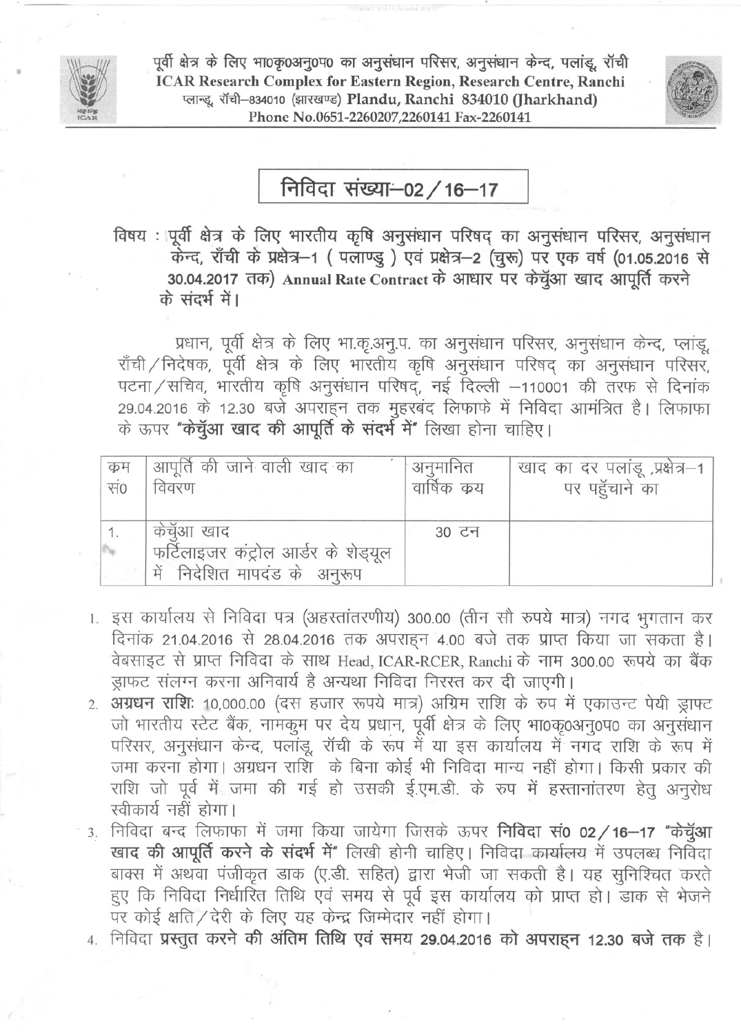पूर्वी क्षेत्र के लिए भा0कृ0अनु0प0 का अनुसंधान परिसर, अनुसंधान केन्द, पलांडू, रॉंची
**ICAR Research Complex for Eastern Region, Research Centre, Ranchi**
प्लान्डू, रॉंची–834010 (झारखण्ड) **Plandu, Ranchi 834010 (Jharkhand)**
**Phone No.0651-2260207,2260141 Fax-2260141**

## निविदा संख्या–02 / 16–17

**विषय : पूर्वी क्षेत्र के लिए भारतीय कृषि अनुसंधान परिषद् का अनुसंधान परिसर, अनुसंधान केन्द, राँची के प्रक्षेत्र–1 ( पलाण्डु ) एवं प्रक्षेत्र–2 (चुरू) पर एक वर्ष (01.05.2016 से 30.04.2017 तक) Annual Rate Contract के आधार पर केचुँआ खाद आपूर्ति करने के संदर्भ में।**

प्रधान, पूर्वी क्षेत्र के लिए भा.कृ.अनु.प. का अनुसंधान परिसर, अनुसंधान केन्द, प्लांडू, राँची / निदेषक, पूर्वी क्षेत्र के लिए भारतीय कृषि अनुसंधान परिषद् का अनुसंधान परिसर, पटना / सचिव, भारतीय कृषि अनुसंधान परिषद्, नई दिल्ली –110001 की तरफ से दिनांक 29.04.2016 के 12.30 बजे अपराह्न तक मुहरबंद लिफाफे में निविदा आमंत्रित है। लिफाफा के ऊपर **"केचुँआ खाद की आपूर्ति के संदर्भ में"** लिखा होना चाहिए।

| क्रम सं0 | आपूर्ति की जाने वाली खाद का विवरण | अनुमानित वार्षिक क्रय | खाद का दर पलांडू ,प्रक्षेत्र–1 पर पहुँचाने का |
|---|---|---|---|
| 1. | केचुँआ खाद फर्टिलाइजर कंट्रोल आर्डर के शेड्यूल में निदेशित मापदंड के अनुरूप | 30 टन | |

1. इस कार्यालय से निविदा पत्र (अहस्तांतरणीय) 300.00 (तीन सौ रुपये मात्र) नगद भुगतान कर दिनांक 21.04.2016 से 28.04.2016 तक अपराह्न 4.00 बजे तक प्राप्त किया जा सकता है। वेबसाइट से प्राप्त निविदा के साथ Head, ICAR-RCER, Ranchi के नाम 300.00 रूपये का बैंक ड्राफ्ट संलग्न करना अनिवार्य है अन्यथा निविदा निरस्त कर दी जाएगी।
2. **अग्रधन राशि:** 10,000.00 (दस हजार रूपये मात्र) अग्रिम राशि के रुप में एकाउन्ट पेयी ड्राफ्ट जो भारतीय स्टेट बैंक, नामकुम पर देय प्रधान, पूर्वी क्षेत्र के लिए भा0कृ0अनु0प0 का अनुसंधान परिसर, अनुसंधान केन्द, पलांडू, रॉंची के रूप में या इस कार्यालय में नगद राशि के रूप में जमा करना होगा। अग्रधन राशि के बिना कोई भी निविदा मान्य नहीं होगा। किसी प्रकार की राशि जो पूर्व में जमा की गई हो उसकी ई.एम.डी. के रुप में हस्तानांतरण हेतु अनुरोध स्वीकार्य नहीं होगा।
3. निविदा बन्द लिफाफा में जमा किया जायेगा जिसके ऊपर **निविदा सं0 02 / 16–17 "केचुँआ खाद की आपूर्ति करने के संदर्भ में"** लिखी होनी चाहिए। निविदा कार्यालय में उपलब्ध निविदा बाक्स में अथवा पंजीकृत डाक (ए.डी. सहित) द्वारा भेजी जा सकती है। यह सुनिश्चित करते हुए कि निविदा निर्धारित तिथि एवं समय से पूर्व इस कार्यालय को प्राप्त हो। डाक से भेजने पर कोई क्षति / देरी के लिए यह केन्द्र जिम्मेदार नहीं होगा।
4. निविदा **प्रस्तुत करने की अंतिम तिथि एवं समय 29.04.2016 को अपराह्न 12.30 बजे तक** है।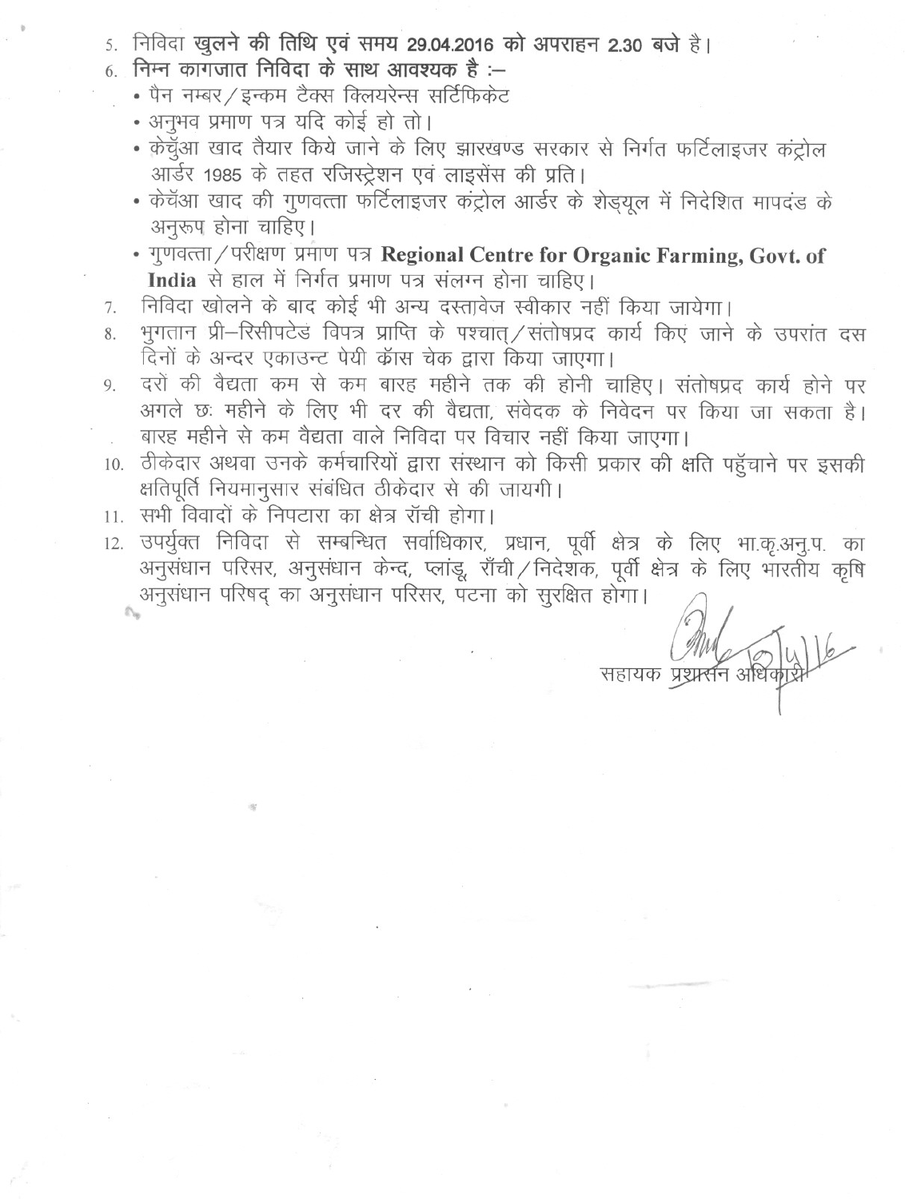5. निविदा **खुलने की तिथि एवं समय 29.04.2016 को अपराहन 2.30 बजे** है।
6. **निम्न कागजात निविदा के साथ आवश्यक है :–**
   - पैन नम्बर/इन्कम टैक्स क्लियरेन्स सर्टिफिकेट
   - अनुभव प्रमाण पत्र यदि कोई हो तो।
   - केचुँआ खाद तैयार किये जाने के लिए झारखण्ड सरकार से निर्गत फर्टिलाइजर कंट्रोल आर्डर 1985 के तहत रजिस्ट्रेशन एवं लाइसेंस की प्रति।
   - केचॅआ खाद की गुणवत्ता फर्टिलाइजर कंट्रोल आर्डर के शेड्यूल में निदेशित मापदंड के अनुरूप होना चाहिए।
   - गुणवत्ता/परीक्षण प्रमाण पत्र **Regional Centre for Organic Farming, Govt. of India** से हाल में निर्गत प्रमाण पत्र संलग्न होना चाहिए।
7. निविदा खोलने के बाद कोई भी अन्य दस्तावेज स्वीकार नहीं किया जायेगा।
8. भुगतान प्री–रिसीपटेड विपत्र प्राप्ति के पश्चात्/संतोषप्रद कार्य किए जाने के उपरांत दस दिनों के अन्दर एकाउन्ट पेयी क्रॉस चेक द्वारा किया जाएगा।
9. दरों की वैद्यता कम से कम बारह महीने तक की होनी चाहिए। संतोषप्रद कार्य होने पर अगले छः महीने के लिए भी दर की वैद्यता, संवेदक के निवेदन पर किया जा सकता है। बारह महीने से कम वैद्यता वाले निविदा पर विचार नहीं किया जाएगा।
10. ठीकेदार अथवा उनके कर्मचारियों द्वारा संस्थान को किसी प्रकार की क्षति पहुँचाने पर इसकी क्षतिपूर्ति नियमानुसार संबंधित ठीकेदार से की जायगी।
11. सभी विवादों के निपटारा का क्षेत्र राँची होगा।
12. उपर्युक्त निविदा से सम्बन्धित सर्वाधिकार, प्रधान, पूर्वी क्षेत्र के लिए भा.कृ.अनु.प. का अनुसंधान परिसर, अनुसंधान केन्द, प्लांडू, राँची/निदेशक, पूर्वी क्षेत्र के लिए भारतीय कृषि अनुसंधान परिषद् का अनुसंधान परिसर, पटना को सुरक्षित होगा।

12/4/16

सहायक प्रशासन अधिकारी